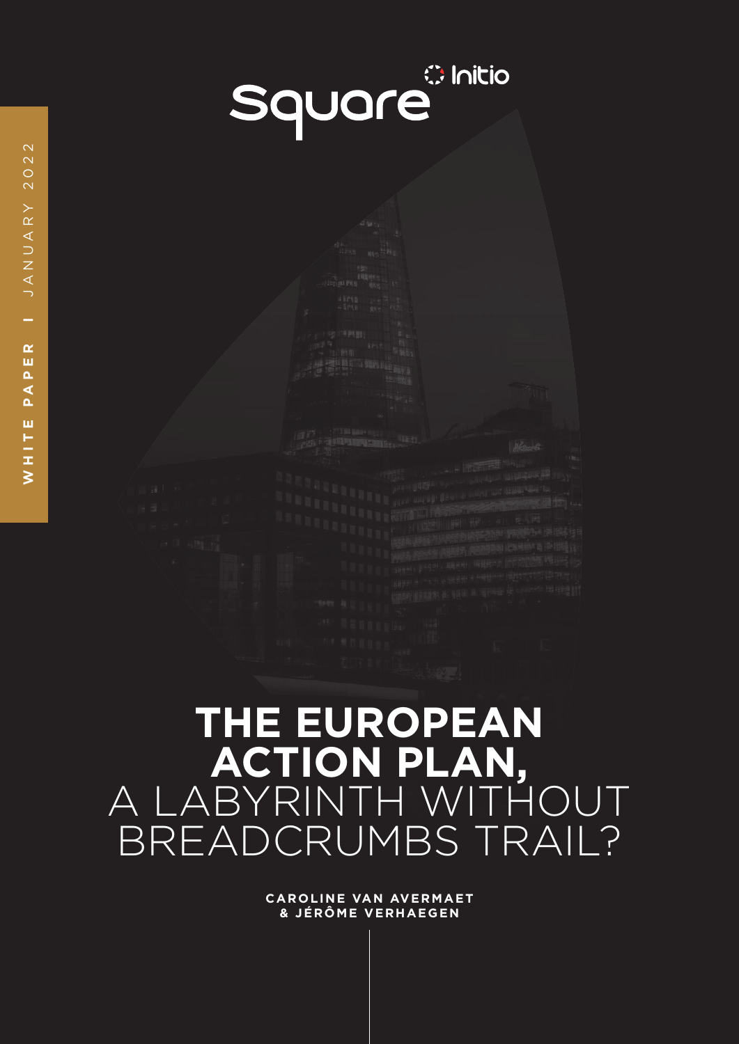Square Initio

WHITE PAPER | JANUARY 2022

# THE EUROPEAN ACTION PLAN, A LABYRINTH WITHOUT BREADCRUMBS TRAIL?

**CAROLINE VAN AVERMAET & JÉRÔME VERHAEGEN**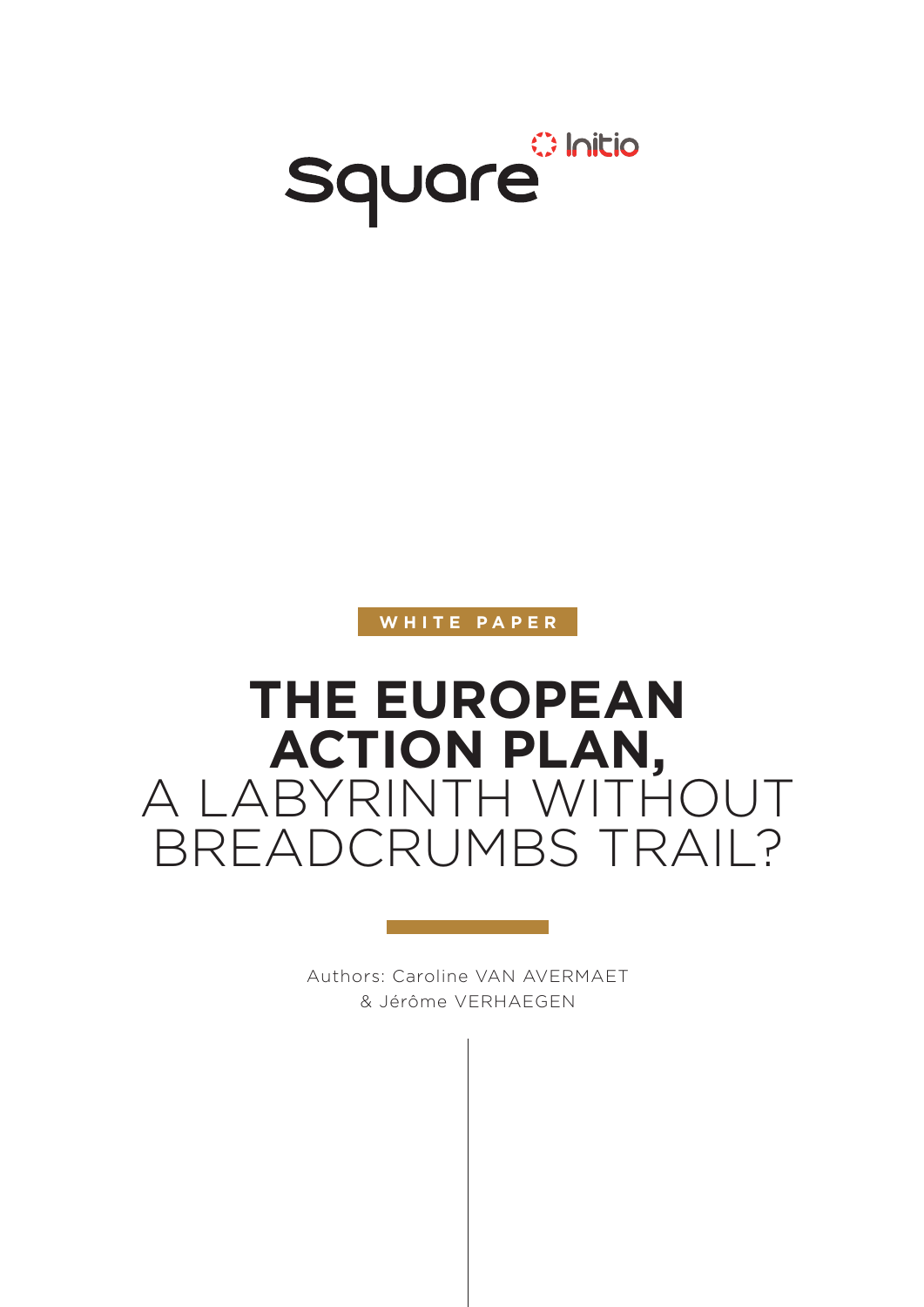Square Initio

WHITE PAPER

# THE EUROPEAN ACTION PLAN, A LABYRINTH WITHOUT BREADCRUMBS TRAIL?

Authors: Caroline VAN AVERMAET
& Jérôme VERHAEGEN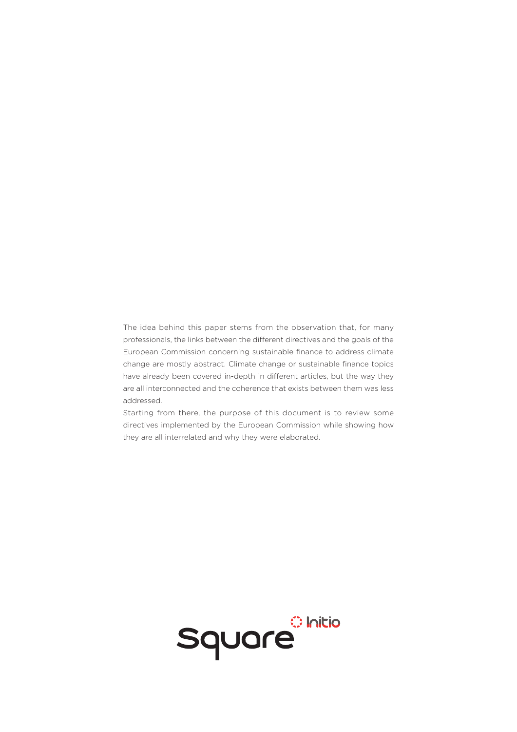The idea behind this paper stems from the observation that, for many professionals, the links between the different directives and the goals of the European Commission concerning sustainable finance to address climate change are mostly abstract. Climate change or sustainable finance topics have already been covered in-depth in different articles, but the way they are all interconnected and the coherence that exists between them was less addressed.

Starting from there, the purpose of this document is to review some directives implemented by the European Commission while showing how they are all interrelated and why they were elaborated.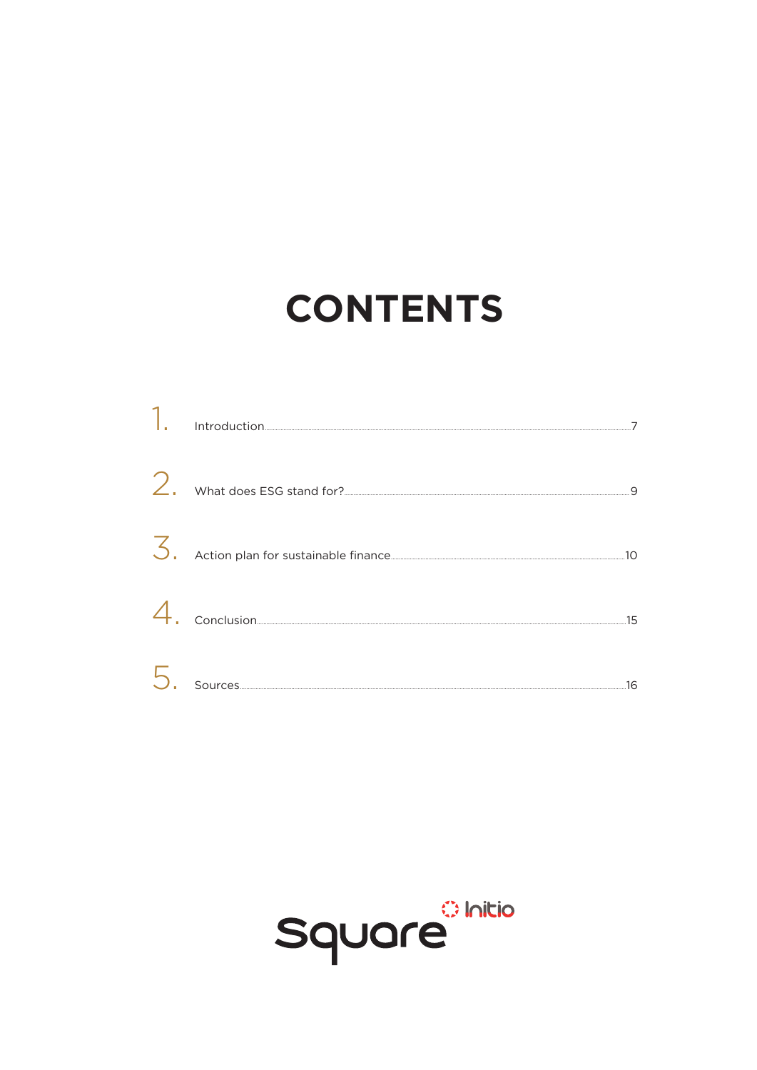# CONTENTS

1. Introduction ........ 7
2. What does ESG stand for? ........ 9
3. Action plan for sustainable finance ........ 10
4. Conclusion ........ 15
5. Sources ........ 16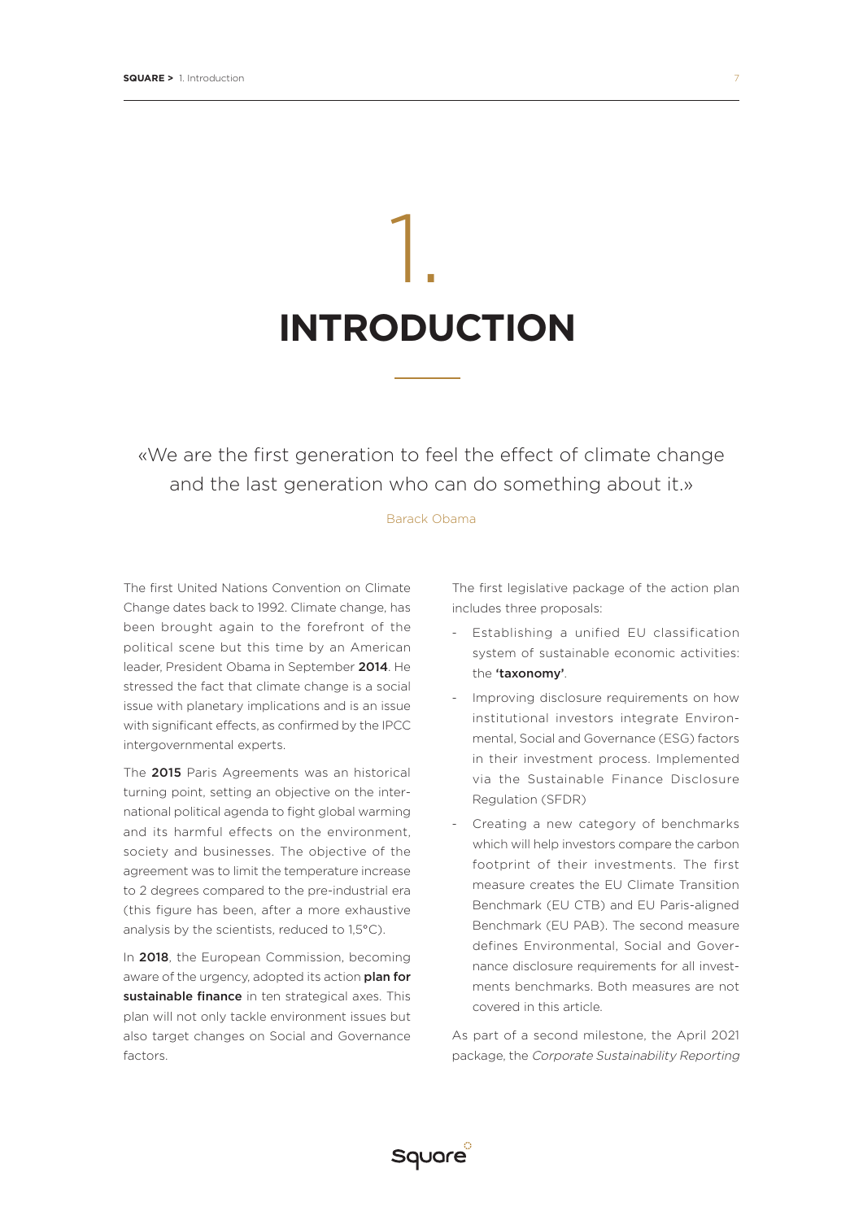# 1. INTRODUCTION

«We are the first generation to feel the effect of climate change and the last generation who can do something about it.»

Barack Obama

The first United Nations Convention on Climate Change dates back to 1992. Climate change, has been brought again to the forefront of the political scene but this time by an American leader, President Obama in September **2014**. He stressed the fact that climate change is a social issue with planetary implications and is an issue with significant effects, as confirmed by the IPCC intergovernmental experts.

The **2015** Paris Agreements was an historical turning point, setting an objective on the international political agenda to fight global warming and its harmful effects on the environment, society and businesses. The objective of the agreement was to limit the temperature increase to 2 degrees compared to the pre-industrial era (this figure has been, after a more exhaustive analysis by the scientists, reduced to 1,5°C).

In **2018**, the European Commission, becoming aware of the urgency, adopted its action **plan for sustainable finance** in ten strategical axes. This plan will not only tackle environment issues but also target changes on Social and Governance factors.

The first legislative package of the action plan includes three proposals:

- Establishing a unified EU classification system of sustainable economic activities: the **'taxonomy'**.
- Improving disclosure requirements on how institutional investors integrate Environmental, Social and Governance (ESG) factors in their investment process. Implemented via the Sustainable Finance Disclosure Regulation (SFDR)
- Creating a new category of benchmarks which will help investors compare the carbon footprint of their investments. The first measure creates the EU Climate Transition Benchmark (EU CTB) and EU Paris-aligned Benchmark (EU PAB). The second measure defines Environmental, Social and Governance disclosure requirements for all investments benchmarks. Both measures are not covered in this article.

As part of a second milestone, the April 2021 package, the *Corporate Sustainability Reporting*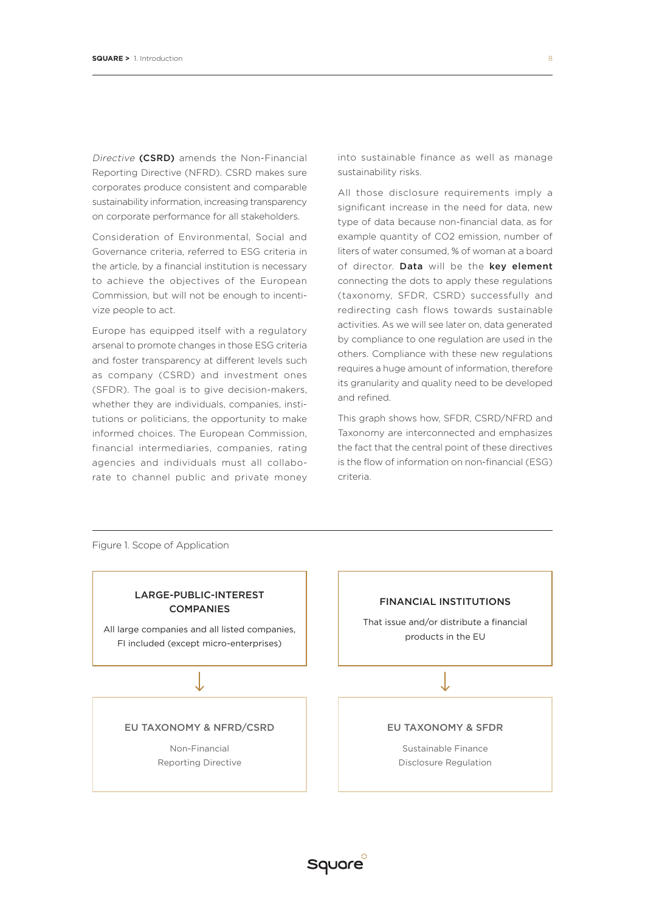*Directive* **(CSRD)** amends the Non-Financial Reporting Directive (NFRD). CSRD makes sure corporates produce consistent and comparable sustainability information, increasing transparency on corporate performance for all stakeholders.

Consideration of Environmental, Social and Governance criteria, referred to ESG criteria in the article, by a financial institution is necessary to achieve the objectives of the European Commission, but will not be enough to incentivize people to act.

Europe has equipped itself with a regulatory arsenal to promote changes in those ESG criteria and foster transparency at different levels such as company (CSRD) and investment ones (SFDR). The goal is to give decision-makers, whether they are individuals, companies, institutions or politicians, the opportunity to make informed choices. The European Commission, financial intermediaries, companies, rating agencies and individuals must all collaborate to channel public and private money into sustainable finance as well as manage sustainability risks.

All those disclosure requirements imply a significant increase in the need for data, new type of data because non-financial data, as for example quantity of $CO_2$ emission, number of liters of water consumed, % of woman at a board of director. **Data** will be the **key element** connecting the dots to apply these regulations (taxonomy, SFDR, CSRD) successfully and redirecting cash flows towards sustainable activities. As we will see later on, data generated by compliance to one regulation are used in the others. Compliance with these new regulations requires a huge amount of information, therefore its granularity and quality need to be developed and refined.

This graph shows how, SFDR, CSRD/NFRD and Taxonomy are interconnected and emphasizes the fact that the central point of these directives is the flow of information on non-financial (ESG) criteria.

Figure 1. Scope of Application

| LARGE-PUBLIC-INTEREST COMPANIES | FINANCIAL INSTITUTIONS |
|---|---|
| All large companies and all listed companies, FI included (except micro-enterprises) | That issue and/or distribute a financial products in the EU |
| ↓ | ↓ |
| **EU TAXONOMY & NFRD/CSRD** | **EU TAXONOMY & SFDR** |
| Non-Financial Reporting Directive | Sustainable Finance Disclosure Regulation |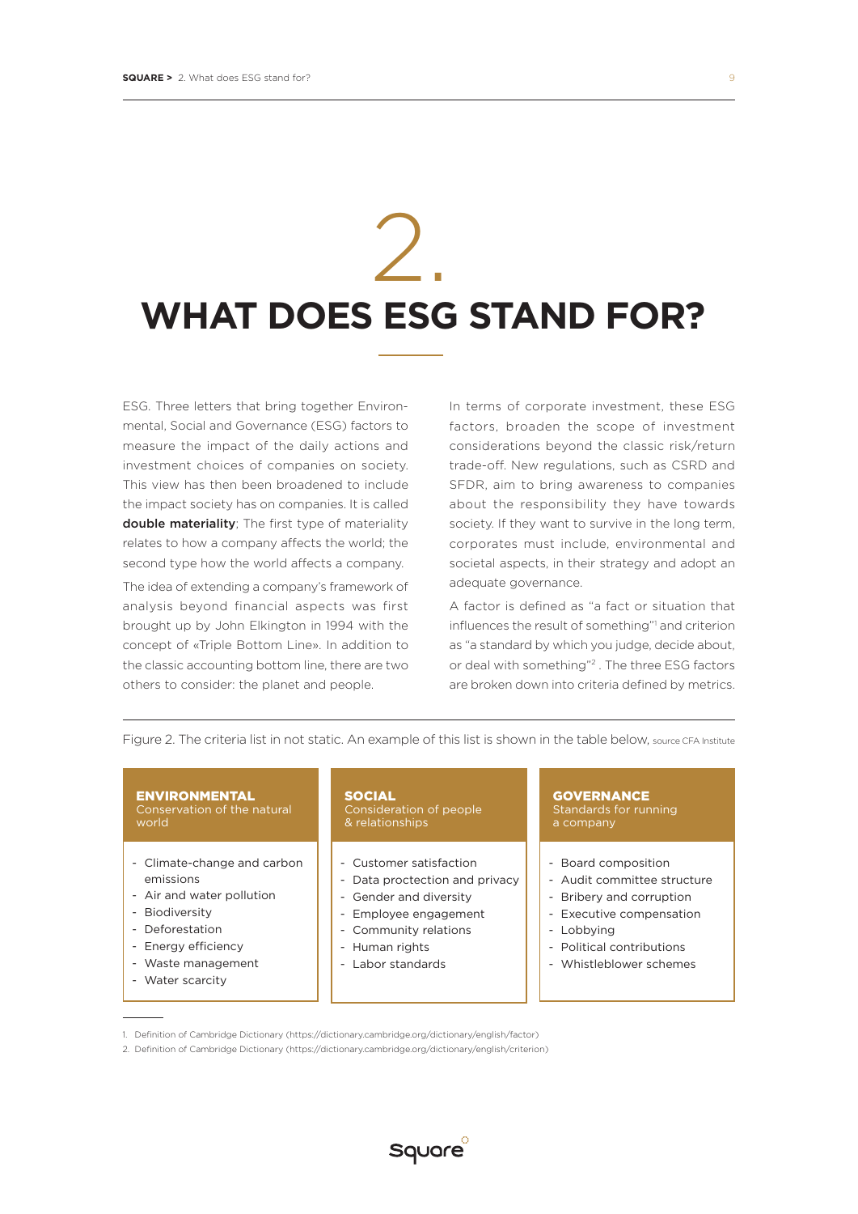# 2. WHAT DOES ESG STAND FOR?

ESG. Three letters that bring together Environmental, Social and Governance (ESG) factors to measure the impact of the daily actions and investment choices of companies on society. This view has then been broadened to include the impact society has on companies. It is called **double materiality**; The first type of materiality relates to how a company affects the world; the second type how the world affects a company.

The idea of extending a company's framework of analysis beyond financial aspects was first brought up by John Elkington in 1994 with the concept of «Triple Bottom Line». In addition to the classic accounting bottom line, there are two others to consider: the planet and people.

In terms of corporate investment, these ESG factors, broaden the scope of investment considerations beyond the classic risk/return trade-off. New regulations, such as CSRD and SFDR, aim to bring awareness to companies about the responsibility they have towards society. If they want to survive in the long term, corporates must include, environmental and societal aspects, in their strategy and adopt an adequate governance.

A factor is defined as "a fact or situation that influences the result of something"[1] and criterion as "a standard by which you judge, decide about, or deal with something"[2] . The three ESG factors are broken down into criteria defined by metrics.

Figure 2. The criteria list in not static. An example of this list is shown in the table below, source CFA Institute

| **ENVIRONMENTAL** Conservation of the natural world | **SOCIAL** Consideration of people & relationships | **GOVERNANCE** Standards for running a company |
|---|---|---|
| - Climate-change and carbon emissions | - Customer satisfaction | - Board composition |
| - Air and water pollution | - Data proctection and privacy | - Audit committee structure |
| - Biodiversity | - Gender and diversity | - Bribery and corruption |
| - Deforestation | - Employee engagement | - Executive compensation |
| - Energy efficiency | - Community relations | - Lobbying |
| - Waste management | - Human rights | - Political contributions |
| - Water scarcity | - Labor standards | - Whistleblower schemes |

1. Definition of Cambridge Dictionary (https://dictionary.cambridge.org/dictionary/english/factor)
2. Definition of Cambridge Dictionary (https://dictionary.cambridge.org/dictionary/english/criterion)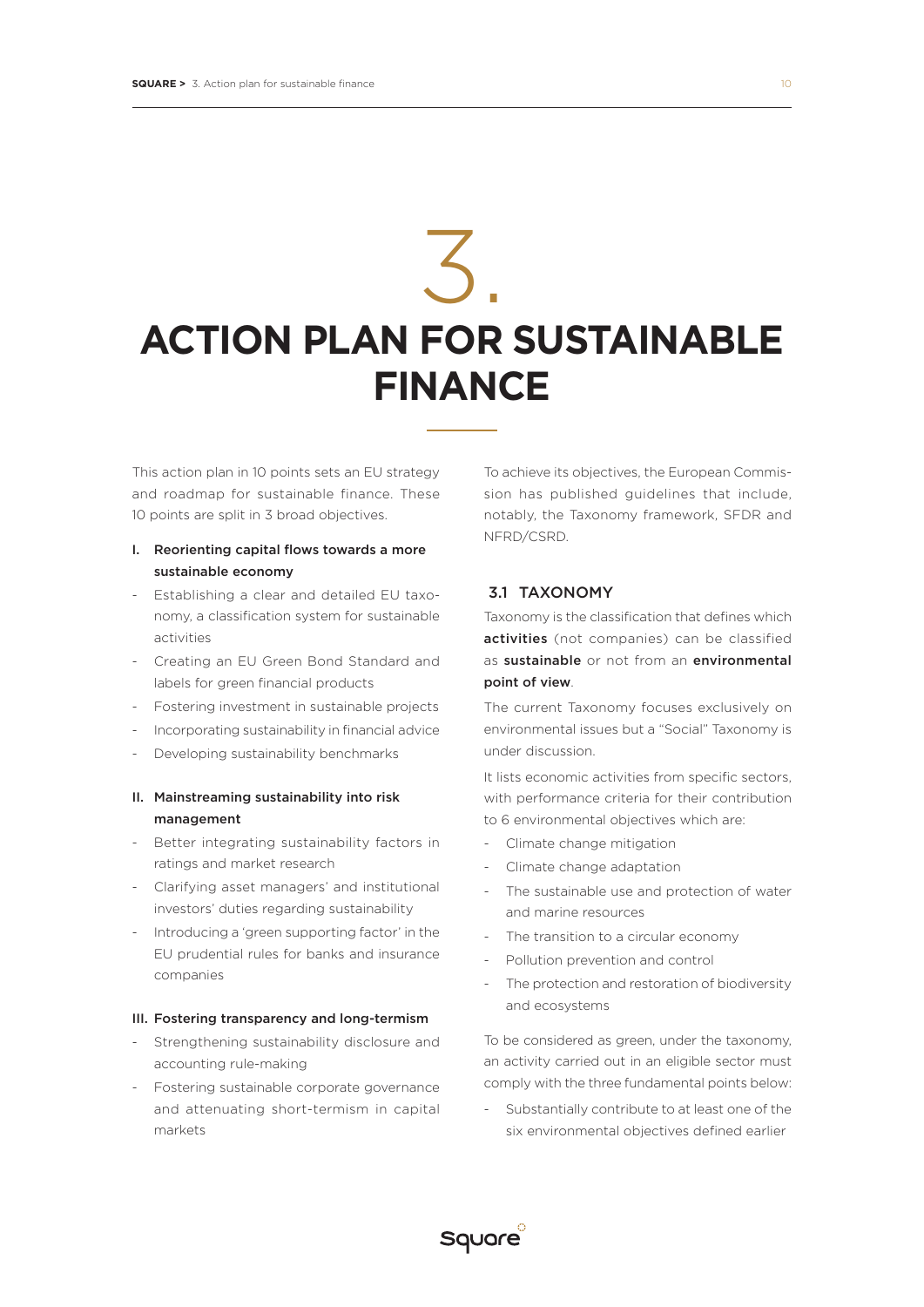# 3. ACTION PLAN FOR SUSTAINABLE FINANCE

This action plan in 10 points sets an EU strategy and roadmap for sustainable finance. These 10 points are split in 3 broad objectives.

**I. Reorienting capital flows towards a more sustainable economy**

- Establishing a clear and detailed EU taxonomy, a classification system for sustainable activities
- Creating an EU Green Bond Standard and labels for green financial products
- Fostering investment in sustainable projects
- Incorporating sustainability in financial advice
- Developing sustainability benchmarks

**II. Mainstreaming sustainability into risk management**

- Better integrating sustainability factors in ratings and market research
- Clarifying asset managers' and institutional investors' duties regarding sustainability
- Introducing a 'green supporting factor' in the EU prudential rules for banks and insurance companies

**III. Fostering transparency and long-termism**

- Strengthening sustainability disclosure and accounting rule-making
- Fostering sustainable corporate governance and attenuating short-termism in capital markets

To achieve its objectives, the European Commission has published guidelines that include, notably, the Taxonomy framework, SFDR and NFRD/CSRD.

## 3.1 TAXONOMY

Taxonomy is the classification that defines which **activities** (not companies) can be classified as **sustainable** or not from an **environmental point of view**.

The current Taxonomy focuses exclusively on environmental issues but a "Social" Taxonomy is under discussion.

It lists economic activities from specific sectors, with performance criteria for their contribution to 6 environmental objectives which are:

- Climate change mitigation
- Climate change adaptation
- The sustainable use and protection of water and marine resources
- The transition to a circular economy
- Pollution prevention and control
- The protection and restoration of biodiversity and ecosystems

To be considered as green, under the taxonomy, an activity carried out in an eligible sector must comply with the three fundamental points below:

- Substantially contribute to at least one of the six environmental objectives defined earlier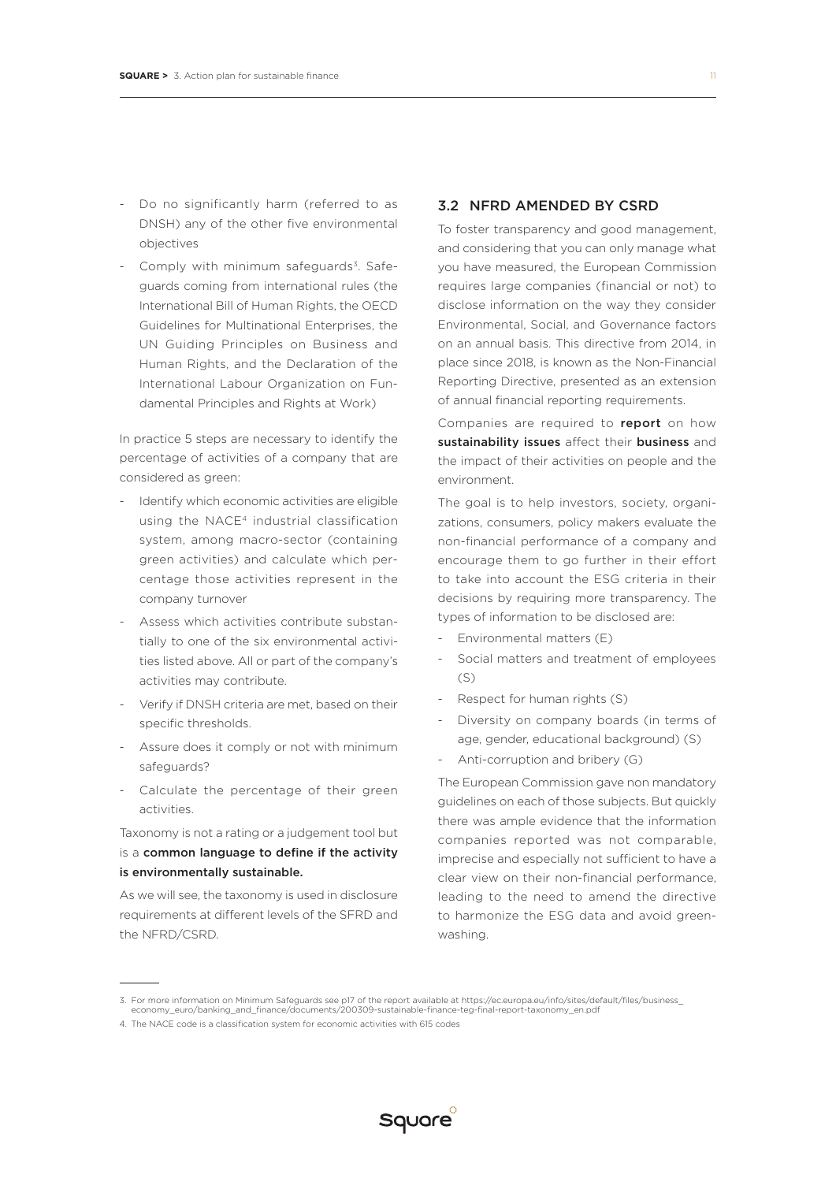- Do no significantly harm (referred to as DNSH) any of the other five environmental objectives
- Comply with minimum safeguards[3]. Safeguards coming from international rules (the International Bill of Human Rights, the OECD Guidelines for Multinational Enterprises, the UN Guiding Principles on Business and Human Rights, and the Declaration of the International Labour Organization on Fundamental Principles and Rights at Work)

In practice 5 steps are necessary to identify the percentage of activities of a company that are considered as green:

- Identify which economic activities are eligible using the NACE[4] industrial classification system, among macro-sector (containing green activities) and calculate which percentage those activities represent in the company turnover
- Assess which activities contribute substantially to one of the six environmental activities listed above. All or part of the company's activities may contribute.
- Verify if DNSH criteria are met, based on their specific thresholds.
- Assure does it comply or not with minimum safeguards?
- Calculate the percentage of their green activities.

Taxonomy is not a rating or a judgement tool but is a **common language to define if the activity is environmentally sustainable.**

As we will see, the taxonomy is used in disclosure requirements at different levels of the SFRD and the NFRD/CSRD.

## 3.2 NFRD AMENDED BY CSRD

To foster transparency and good management, and considering that you can only manage what you have measured, the European Commission requires large companies (financial or not) to disclose information on the way they consider Environmental, Social, and Governance factors on an annual basis. This directive from 2014, in place since 2018, is known as the Non-Financial Reporting Directive, presented as an extension of annual financial reporting requirements.

Companies are required to **report** on how **sustainability issues** affect their **business** and the impact of their activities on people and the environment.

The goal is to help investors, society, organizations, consumers, policy makers evaluate the non-financial performance of a company and encourage them to go further in their effort to take into account the ESG criteria in their decisions by requiring more transparency. The types of information to be disclosed are:

- Environmental matters (E)
- Social matters and treatment of employees (S)
- Respect for human rights (S)
- Diversity on company boards (in terms of age, gender, educational background) (S)
- Anti-corruption and bribery (G)

The European Commission gave non mandatory guidelines on each of those subjects. But quickly there was ample evidence that the information companies reported was not comparable, imprecise and especially not sufficient to have a clear view on their non-financial performance, leading to the need to amend the directive to harmonize the ESG data and avoid greenwashing.

---

3. For more information on Minimum Safeguards see p17 of the report available at https://ec.europa.eu/info/sites/default/files/business_economy_euro/banking_and_finance/documents/200309-sustainable-finance-teg-final-report-taxonomy_en.pdf
4. The NACE code is a classification system for economic activities with 615 codes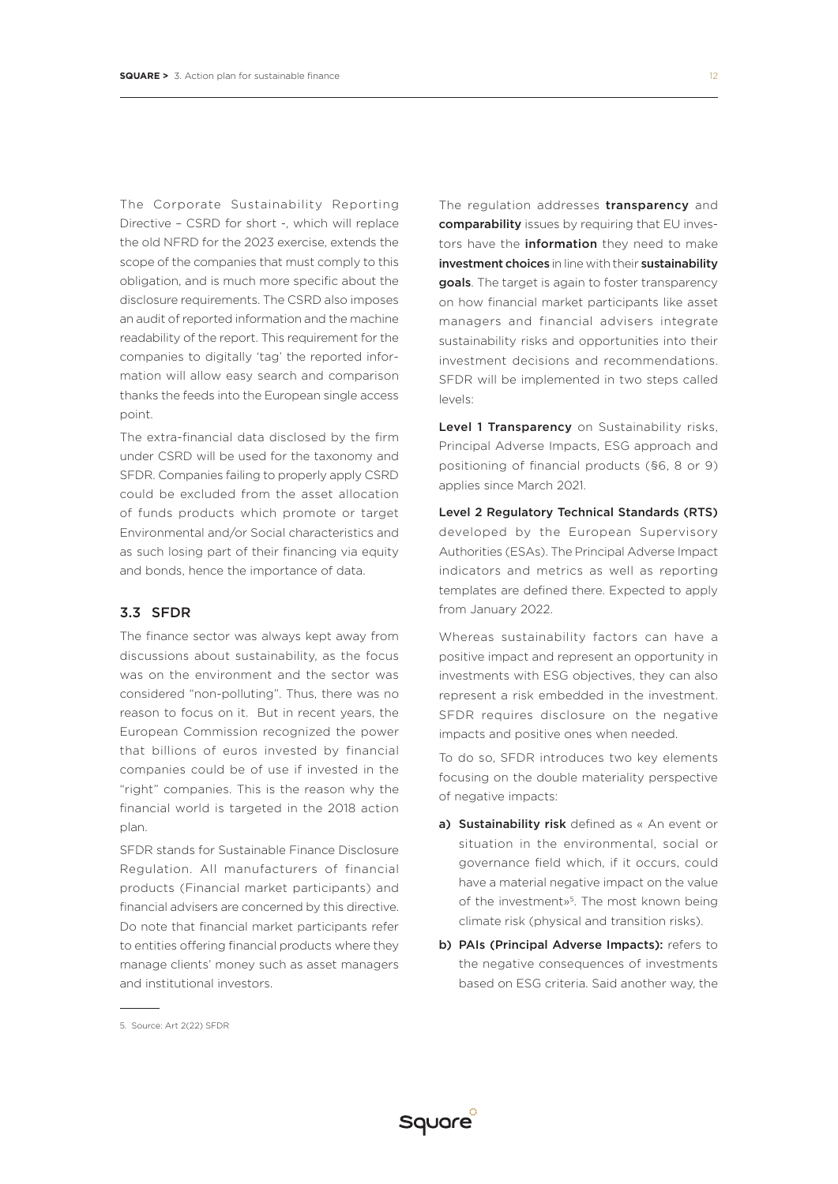The Corporate Sustainability Reporting Directive – CSRD for short -, which will replace the old NFRD for the 2023 exercise, extends the scope of the companies that must comply to this obligation, and is much more specific about the disclosure requirements. The CSRD also imposes an audit of reported information and the machine readability of the report. This requirement for the companies to digitally 'tag' the reported information will allow easy search and comparison thanks the feeds into the European single access point.

The extra-financial data disclosed by the firm under CSRD will be used for the taxonomy and SFDR. Companies failing to properly apply CSRD could be excluded from the asset allocation of funds products which promote or target Environmental and/or Social characteristics and as such losing part of their financing via equity and bonds, hence the importance of data.

### 3.3 SFDR

The finance sector was always kept away from discussions about sustainability, as the focus was on the environment and the sector was considered "non-polluting". Thus, there was no reason to focus on it. But in recent years, the European Commission recognized the power that billions of euros invested by financial companies could be of use if invested in the "right" companies. This is the reason why the financial world is targeted in the 2018 action plan.

SFDR stands for Sustainable Finance Disclosure Regulation. All manufacturers of financial products (Financial market participants) and financial advisers are concerned by this directive. Do note that financial market participants refer to entities offering financial products where they manage clients' money such as asset managers and institutional investors.

The regulation addresses **transparency** and **comparability** issues by requiring that EU investors have the **information** they need to make **investment choices** in line with their **sustainability goals**. The target is again to foster transparency on how financial market participants like asset managers and financial advisers integrate sustainability risks and opportunities into their investment decisions and recommendations. SFDR will be implemented in two steps called levels:

**Level 1 Transparency** on Sustainability risks, Principal Adverse Impacts, ESG approach and positioning of financial products (§6, 8 or 9) applies since March 2021.

**Level 2 Regulatory Technical Standards (RTS)** developed by the European Supervisory Authorities (ESAs). The Principal Adverse Impact indicators and metrics as well as reporting templates are defined there. Expected to apply from January 2022.

Whereas sustainability factors can have a positive impact and represent an opportunity in investments with ESG objectives, they can also represent a risk embedded in the investment. SFDR requires disclosure on the negative impacts and positive ones when needed.

To do so, SFDR introduces two key elements focusing on the double materiality perspective of negative impacts:

a) **Sustainability risk** defined as « An event or situation in the environmental, social or governance field which, if it occurs, could have a material negative impact on the value of the investment»[5]. The most known being climate risk (physical and transition risks).

b) **PAIs (Principal Adverse Impacts):** refers to the negative consequences of investments based on ESG criteria. Said another way, the

5. Source: Art 2(22) SFDR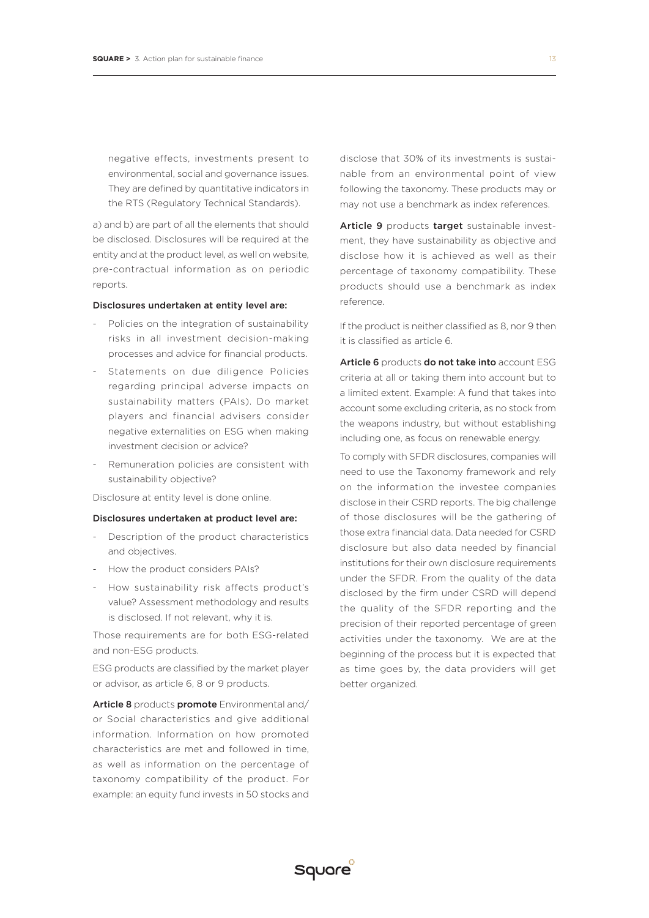negative effects, investments present to environmental, social and governance issues. They are defined by quantitative indicators in the RTS (Regulatory Technical Standards).

a) and b) are part of all the elements that should be disclosed. Disclosures will be required at the entity and at the product level, as well on website, pre-contractual information as on periodic reports.

**Disclosures undertaken at entity level are:**

- Policies on the integration of sustainability risks in all investment decision-making processes and advice for financial products.
- Statements on due diligence Policies regarding principal adverse impacts on sustainability matters (PAIs). Do market players and financial advisers consider negative externalities on ESG when making investment decision or advice?
- Remuneration policies are consistent with sustainability objective?

Disclosure at entity level is done online.

**Disclosures undertaken at product level are:**

- Description of the product characteristics and objectives.
- How the product considers PAIs?
- How sustainability risk affects product's value? Assessment methodology and results is disclosed. If not relevant, why it is.

Those requirements are for both ESG-related and non-ESG products.

ESG products are classified by the market player or advisor, as article 6, 8 or 9 products.

**Article 8** products **promote** Environmental and/or Social characteristics and give additional information. Information on how promoted characteristics are met and followed in time, as well as information on the percentage of taxonomy compatibility of the product. For example: an equity fund invests in 50 stocks and disclose that 30% of its investments is sustainable from an environmental point of view following the taxonomy. These products may or may not use a benchmark as index references.

**Article 9** products **target** sustainable investment, they have sustainability as objective and disclose how it is achieved as well as their percentage of taxonomy compatibility. These products should use a benchmark as index reference.

If the product is neither classified as 8, nor 9 then it is classified as article 6.

**Article 6** products **do not take into** account ESG criteria at all or taking them into account but to a limited extent. Example: A fund that takes into account some excluding criteria, as no stock from the weapons industry, but without establishing including one, as focus on renewable energy.

To comply with SFDR disclosures, companies will need to use the Taxonomy framework and rely on the information the investee companies disclose in their CSRD reports. The big challenge of those disclosures will be the gathering of those extra financial data. Data needed for CSRD disclosure but also data needed by financial institutions for their own disclosure requirements under the SFDR. From the quality of the data disclosed by the firm under CSRD will depend the quality of the SFDR reporting and the precision of their reported percentage of green activities under the taxonomy. We are at the beginning of the process but it is expected that as time goes by, the data providers will get better organized.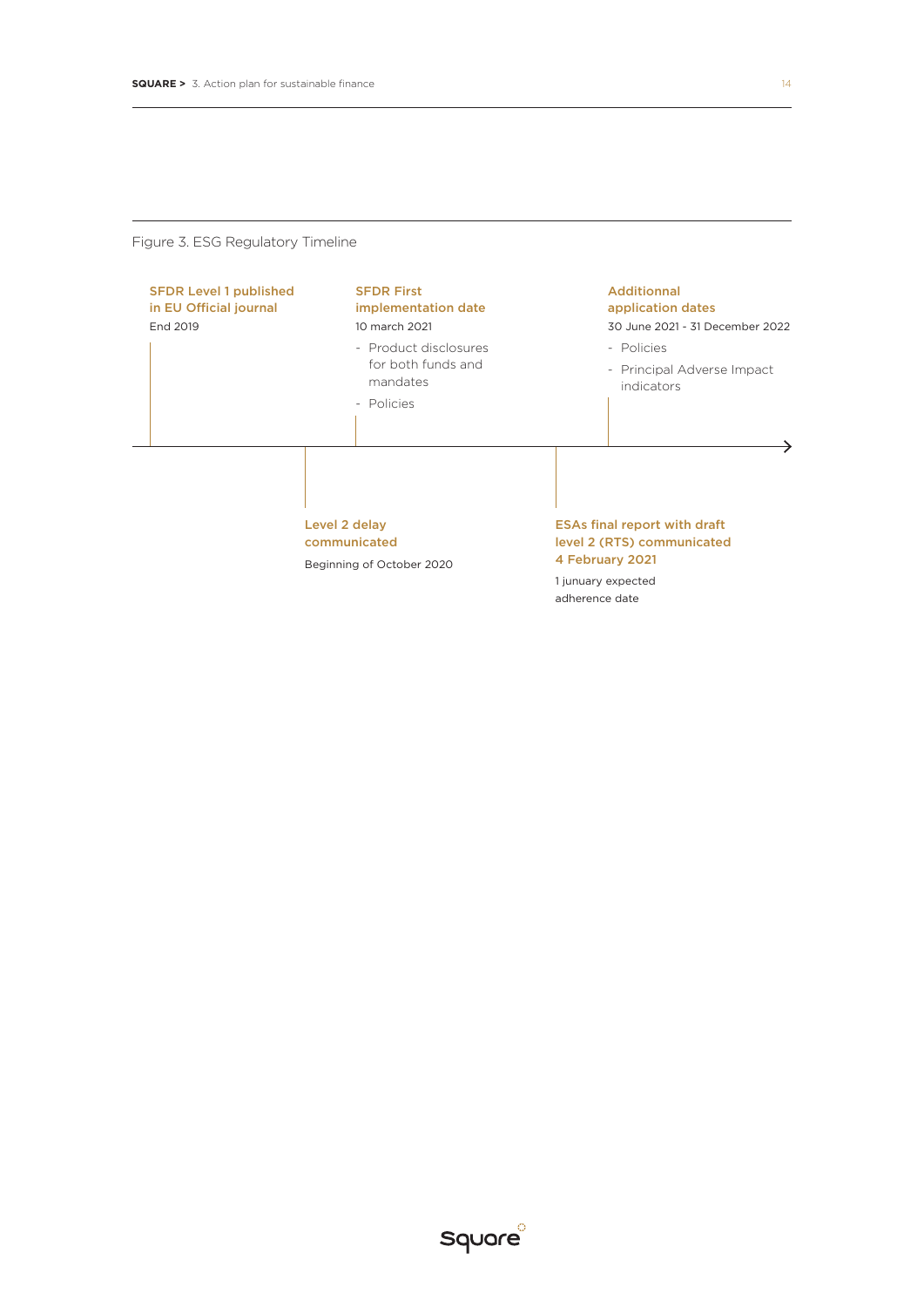Figure 3. ESG Regulatory Timeline

**SFDR Level 1 published in EU Official journal**
End 2019

**Level 2 delay communicated**
Beginning of October 2020

**SFDR First implementation date**
10 march 2021

- Product disclosures for both funds and mandates
- Policies

**ESAs final report with draft level 2 (RTS) communicated 4 February 2021**
1 junuary expected adherence date

**Additionnal application dates**
30 June 2021 - 31 December 2022

- Policies
- Principal Adverse Impact indicators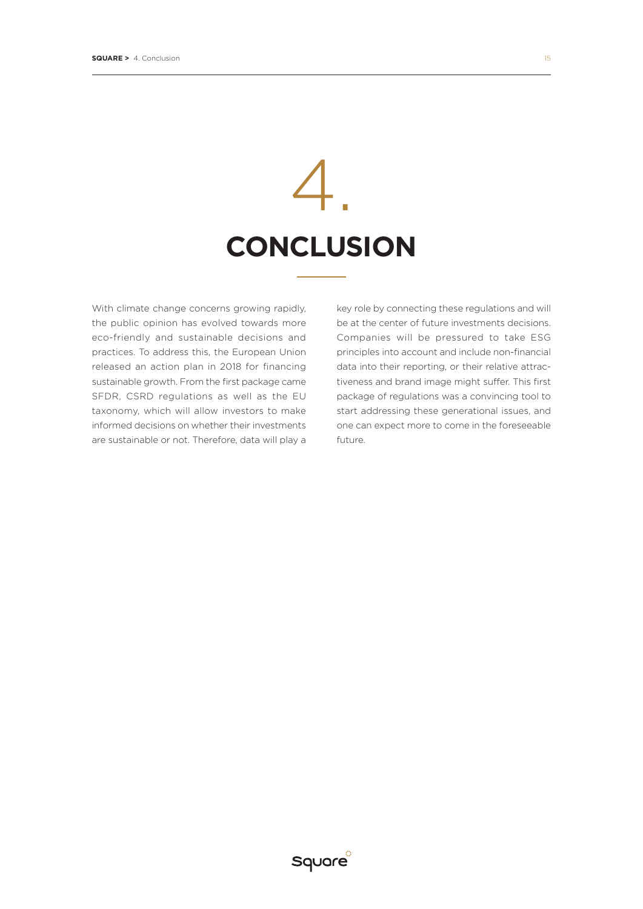# 4. CONCLUSION

With climate change concerns growing rapidly, the public opinion has evolved towards more eco-friendly and sustainable decisions and practices. To address this, the European Union released an action plan in 2018 for financing sustainable growth. From the first package came SFDR, CSRD regulations as well as the EU taxonomy, which will allow investors to make informed decisions on whether their investments are sustainable or not. Therefore, data will play a key role by connecting these regulations and will be at the center of future investments decisions. Companies will be pressured to take ESG principles into account and include non-financial data into their reporting, or their relative attractiveness and brand image might suffer. This first package of regulations was a convincing tool to start addressing these generational issues, and one can expect more to come in the foreseeable future.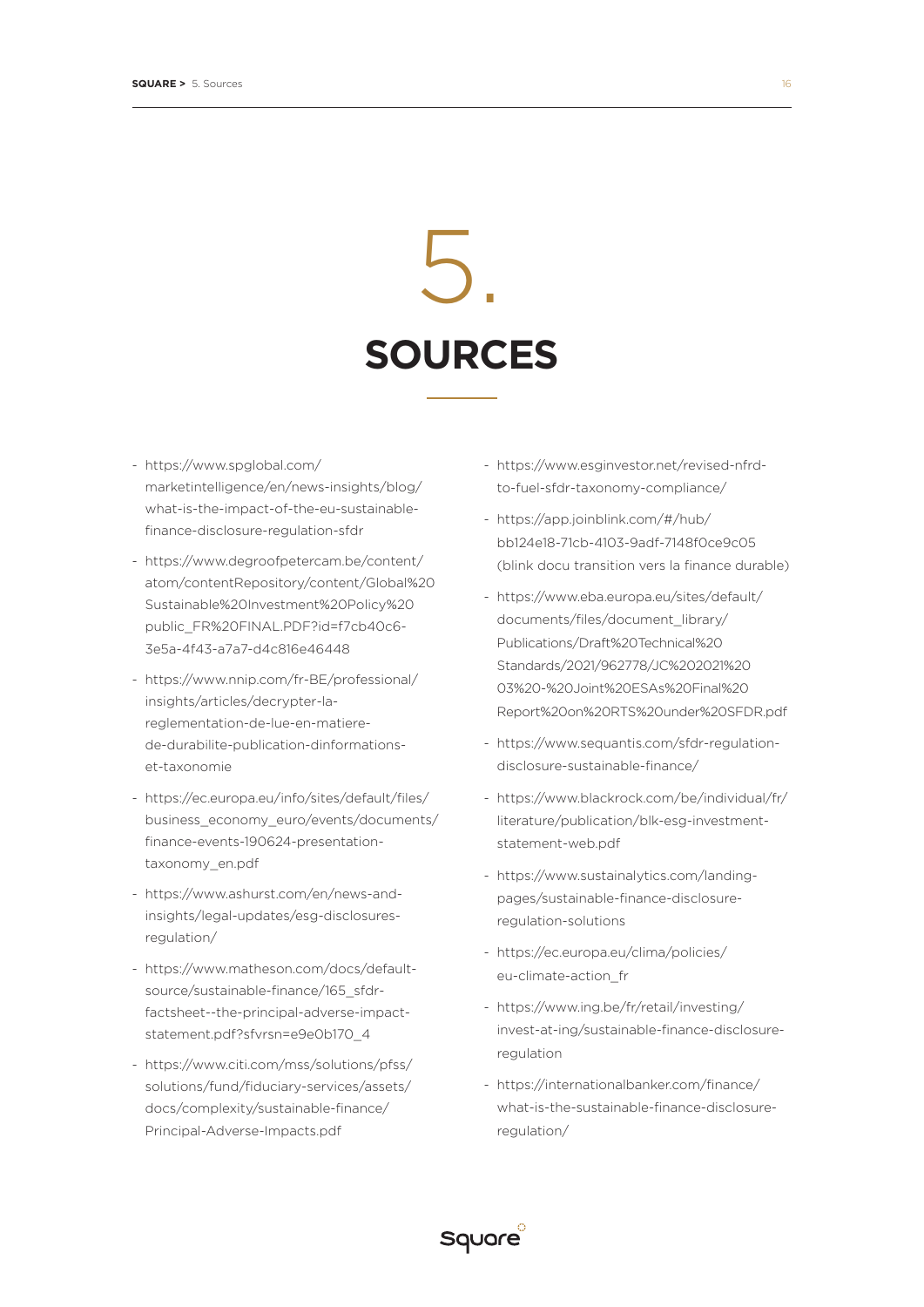# 5. SOURCES

- https://www.spglobal.com/marketintelligence/en/news-insights/blog/what-is-the-impact-of-the-eu-sustainable-finance-disclosure-regulation-sfdr
- https://www.degroofpetercam.be/content/atom/contentRepository/content/Global%20Sustainable%20Investment%20Policy%20public_FR%20FINAL.PDF?id=f7cb40c6-3e5a-4f43-a7a7-d4c816e46448
- https://www.nnip.com/fr-BE/professional/insights/articles/decrypter-la-reglementation-de-lue-en-matiere-de-durabilite-publication-dinformations-et-taxonomie
- https://ec.europa.eu/info/sites/default/files/business_economy_euro/events/documents/finance-events-190624-presentation-taxonomy_en.pdf
- https://www.ashurst.com/en/news-and-insights/legal-updates/esg-disclosures-regulation/
- https://www.matheson.com/docs/default-source/sustainable-finance/165_sfdr-factsheet--the-principal-adverse-impact-statement.pdf?sfvrsn=e9e0b170_4
- https://www.citi.com/mss/solutions/pfss/solutions/fund/fiduciary-services/assets/docs/complexity/sustainable-finance/Principal-Adverse-Impacts.pdf
- https://www.esginvestor.net/revised-nfrd-to-fuel-sfdr-taxonomy-compliance/
- https://app.joinblink.com/#/hub/bb124e18-71cb-4103-9adf-7148f0ce9c05 (blink docu transition vers la finance durable)
- https://www.eba.europa.eu/sites/default/documents/files/document_library/Publications/Draft%20Technical%20Standards/2021/962778/JC%202021%2003%20-%20Joint%20ESAs%20Final%20Report%20on%20RTS%20under%20SFDR.pdf
- https://www.sequantis.com/sfdr-regulation-disclosure-sustainable-finance/
- https://www.blackrock.com/be/individual/fr/literature/publication/blk-esg-investment-statement-web.pdf
- https://www.sustainalytics.com/landing-pages/sustainable-finance-disclosure-regulation-solutions
- https://ec.europa.eu/clima/policies/eu-climate-action_fr
- https://www.ing.be/fr/retail/investing/invest-at-ing/sustainable-finance-disclosure-regulation
- https://internationalbanker.com/finance/what-is-the-sustainable-finance-disclosure-regulation/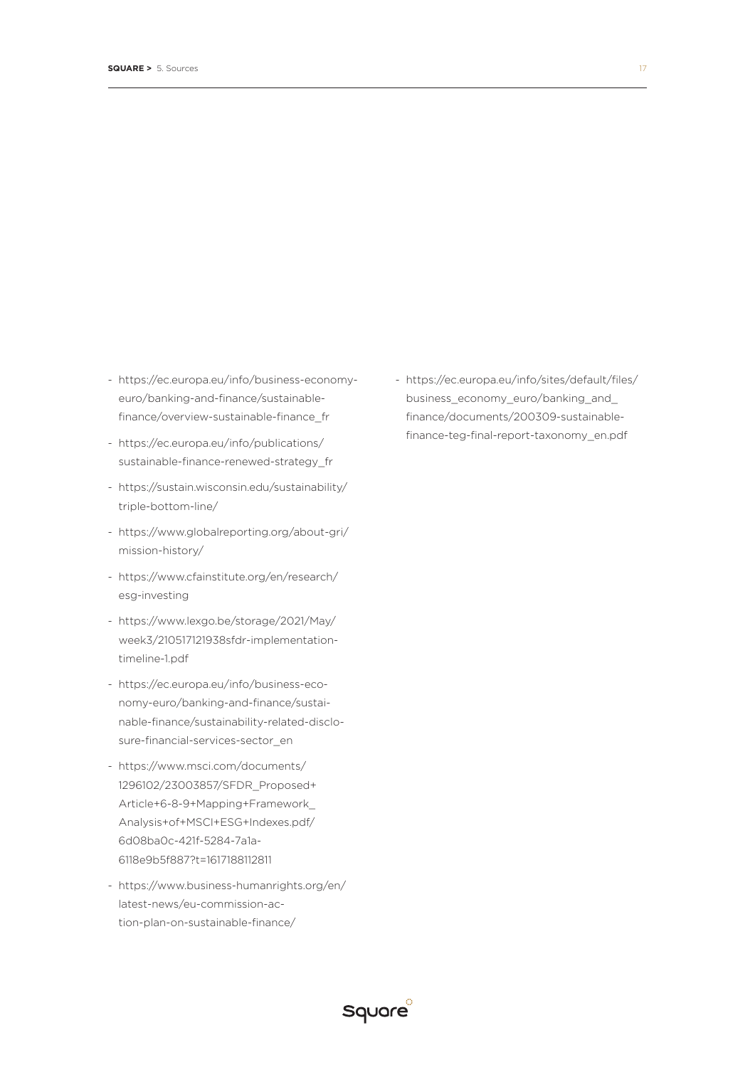- https://ec.europa.eu/info/business-economy-euro/banking-and-finance/sustainable-finance/overview-sustainable-finance_fr
- https://ec.europa.eu/info/publications/sustainable-finance-renewed-strategy_fr
- https://sustain.wisconsin.edu/sustainability/triple-bottom-line/
- https://www.globalreporting.org/about-gri/mission-history/
- https://www.cfainstitute.org/en/research/esg-investing
- https://www.lexgo.be/storage/2021/May/week3/210517121938sfdr-implementation-timeline-1.pdf
- https://ec.europa.eu/info/business-economy-euro/banking-and-finance/sustainable-finance/sustainability-related-disclosure-financial-services-sector_en
- https://www.msci.com/documents/1296102/23003857/SFDR_Proposed+Article+6-8-9+Mapping+Framework_Analysis+of+MSCI+ESG+Indexes.pdf/6d08ba0c-421f-5284-7a1a-6118e9b5f887?t=1617188112811
- https://www.business-humanrights.org/en/latest-news/eu-commission-action-plan-on-sustainable-finance/
- https://ec.europa.eu/info/sites/default/files/business_economy_euro/banking_and_finance/documents/200309-sustainable-finance-teg-final-report-taxonomy_en.pdf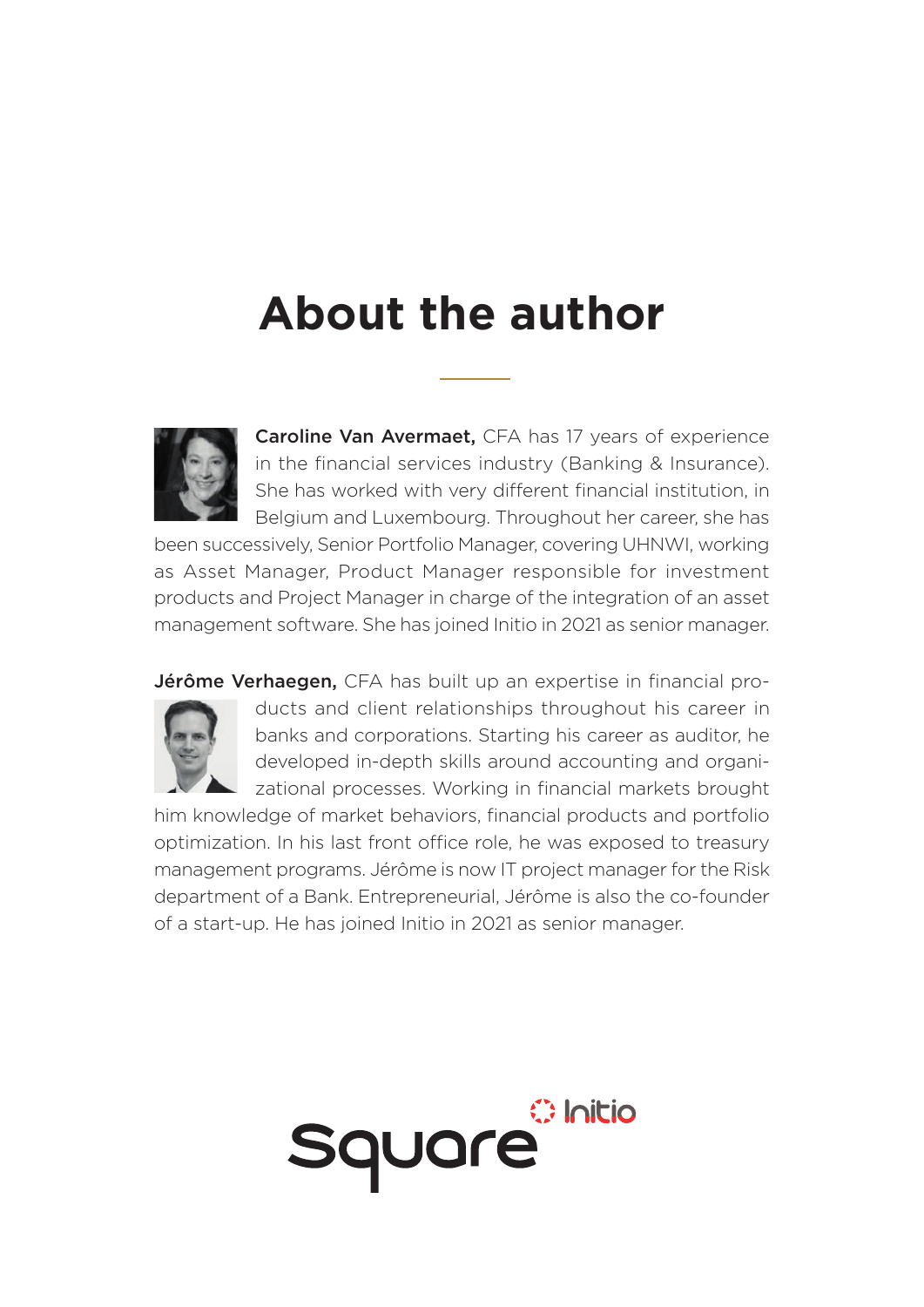# About the author

**Caroline Van Avermaet,** CFA has 17 years of experience in the financial services industry (Banking & Insurance). She has worked with very different financial institution, in Belgium and Luxembourg. Throughout her career, she has been successively, Senior Portfolio Manager, covering UHNWI, working as Asset Manager, Product Manager responsible for investment products and Project Manager in charge of the integration of an asset management software. She has joined Initio in 2021 as senior manager.

**Jérôme Verhaegen,** CFA has built up an expertise in financial products and client relationships throughout his career in banks and corporations. Starting his career as auditor, he developed in-depth skills around accounting and organizational processes. Working in financial markets brought him knowledge of market behaviors, financial products and portfolio optimization. In his last front office role, he was exposed to treasury management programs. Jérôme is now IT project manager for the Risk department of a Bank. Entrepreneurial, Jérôme is also the co-founder of a start-up. He has joined Initio in 2021 as senior manager.

Square Initio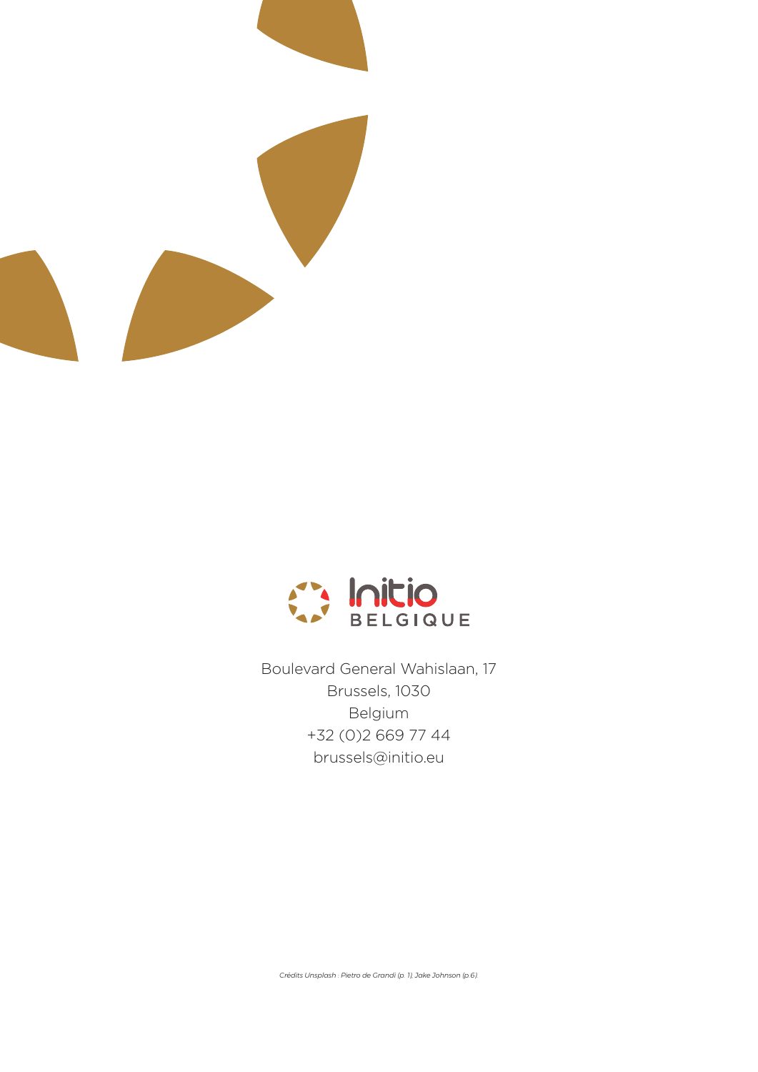Initio BELGIQUE

Boulevard General Wahislaan, 17
Brussels, 1030
Belgium
+32 (0)2 669 77 44
brussels@initio.eu

*Crédits Unsplash : Pietro de Grandi (p. 1), Jake Johnson (p.6).*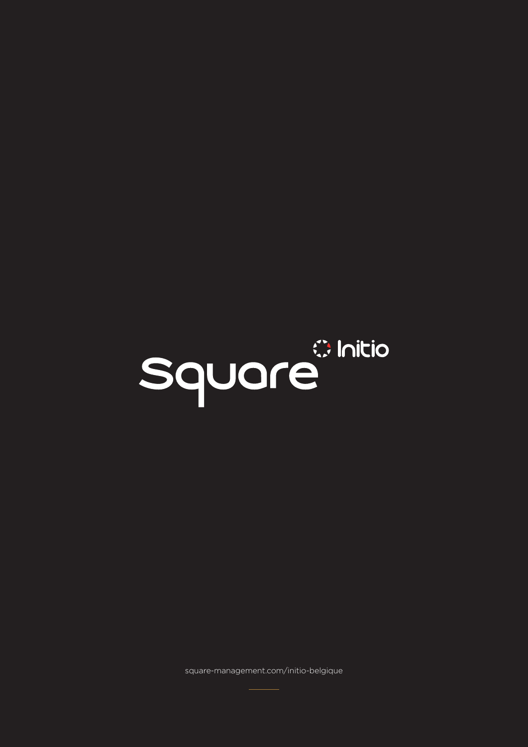Square Initio

square-management.com/initio-belgique